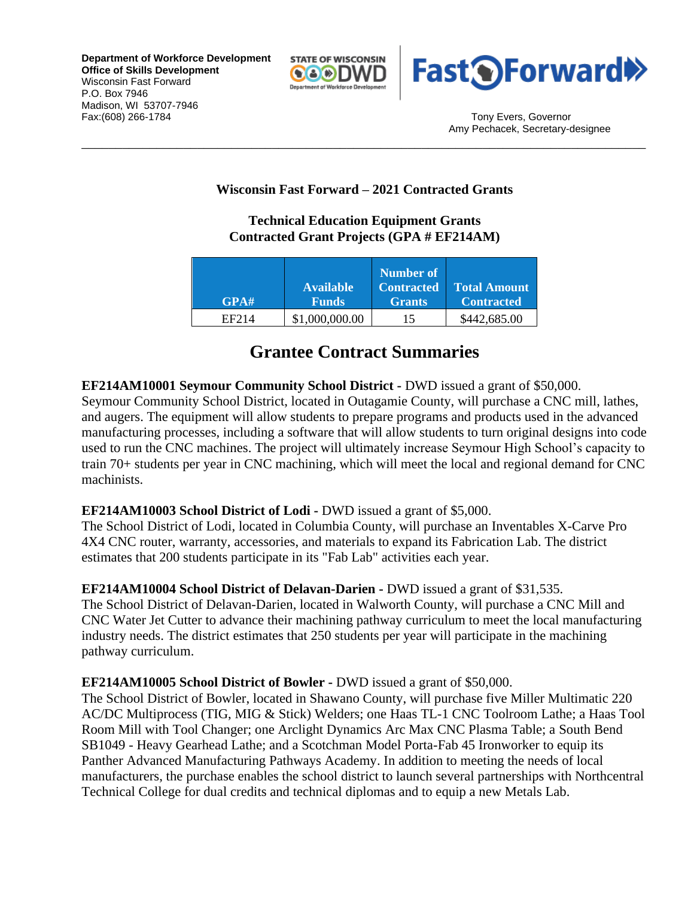**Department of Workforce Development**
**Office of Skills Development**
Wisconsin Fast Forward
P.O. Box 7946
Madison, WI 53707-7946
Fax:(608) 266-1784

Tony Evers, Governor
Amy Pechacek, Secretary-designee

---

### Wisconsin Fast Forward – 2021 Contracted Grants

### Technical Education Equipment Grants
### Contracted Grant Projects (GPA # EF214AM)

| GPA# | Available Funds | Number of Contracted Grants | Total Amount Contracted |
|---|---|---|---|
| EF214 | $1,000,000.00 | 15 | $442,685.00 |

## Grantee Contract Summaries

**EF214AM10001 Seymour Community School District -** DWD issued a grant of $50,000.
Seymour Community School District, located in Outagamie County, will purchase a CNC mill, lathes, and augers. The equipment will allow students to prepare programs and products used in the advanced manufacturing processes, including a software that will allow students to turn original designs into code used to run the CNC machines. The project will ultimately increase Seymour High School's capacity to train 70+ students per year in CNC machining, which will meet the local and regional demand for CNC machinists.

**EF214AM10003 School District of Lodi -** DWD issued a grant of $5,000.
The School District of Lodi, located in Columbia County, will purchase an Inventables X-Carve Pro 4X4 CNC router, warranty, accessories, and materials to expand its Fabrication Lab. The district estimates that 200 students participate in its "Fab Lab" activities each year.

**EF214AM10004 School District of Delavan-Darien -** DWD issued a grant of $31,535.
The School District of Delavan-Darien, located in Walworth County, will purchase a CNC Mill and CNC Water Jet Cutter to advance their machining pathway curriculum to meet the local manufacturing industry needs. The district estimates that 250 students per year will participate in the machining pathway curriculum.

**EF214AM10005 School District of Bowler -** DWD issued a grant of $50,000.
The School District of Bowler, located in Shawano County, will purchase five Miller Multimatic 220 AC/DC Multiprocess (TIG, MIG & Stick) Welders; one Haas TL-1 CNC Toolroom Lathe; a Haas Tool Room Mill with Tool Changer; one Arclight Dynamics Arc Max CNC Plasma Table; a South Bend SB1049 - Heavy Gearhead Lathe; and a Scotchman Model Porta-Fab 45 Ironworker to equip its Panther Advanced Manufacturing Pathways Academy. In addition to meeting the needs of local manufacturers, the purchase enables the school district to launch several partnerships with Northcentral Technical College for dual credits and technical diplomas and to equip a new Metals Lab.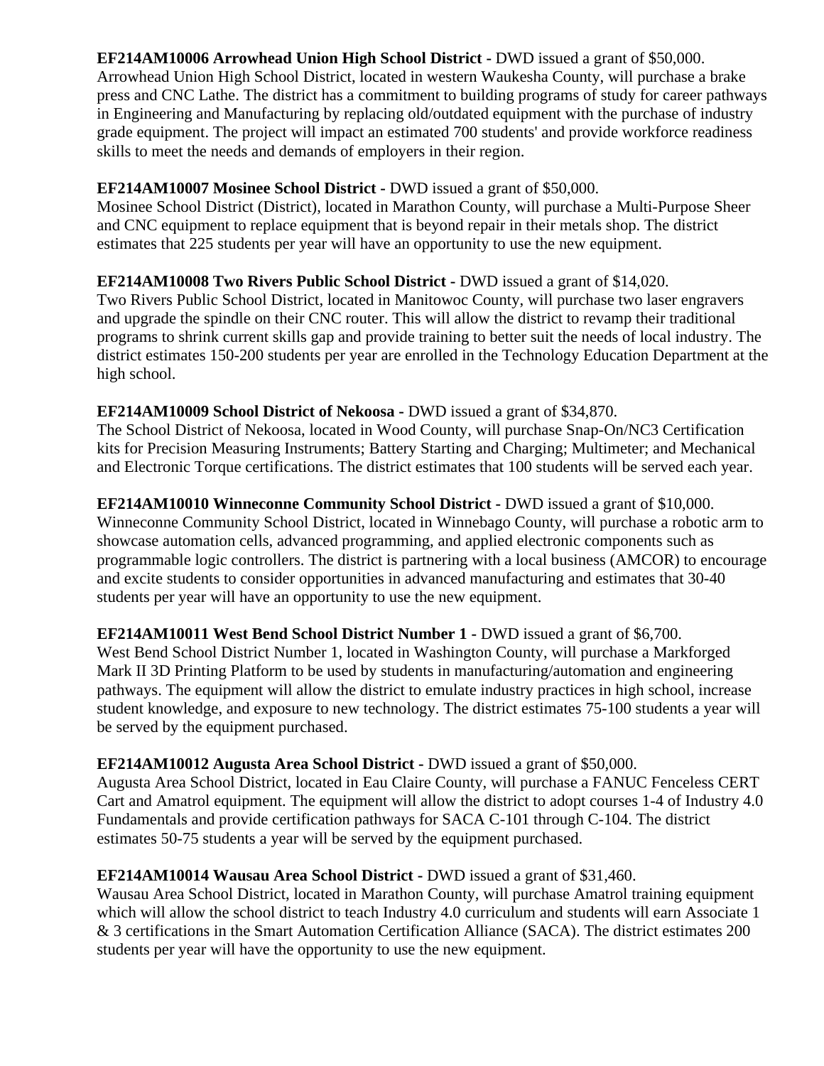**EF214AM10006 Arrowhead Union High School District -** DWD issued a grant of $50,000. Arrowhead Union High School District, located in western Waukesha County, will purchase a brake press and CNC Lathe. The district has a commitment to building programs of study for career pathways in Engineering and Manufacturing by replacing old/outdated equipment with the purchase of industry grade equipment. The project will impact an estimated 700 students' and provide workforce readiness skills to meet the needs and demands of employers in their region.

**EF214AM10007 Mosinee School District -** DWD issued a grant of $50,000. Mosinee School District (District), located in Marathon County, will purchase a Multi-Purpose Sheer and CNC equipment to replace equipment that is beyond repair in their metals shop. The district estimates that 225 students per year will have an opportunity to use the new equipment.

**EF214AM10008 Two Rivers Public School District -** DWD issued a grant of $14,020. Two Rivers Public School District, located in Manitowoc County, will purchase two laser engravers and upgrade the spindle on their CNC router. This will allow the district to revamp their traditional programs to shrink current skills gap and provide training to better suit the needs of local industry. The district estimates 150-200 students per year are enrolled in the Technology Education Department at the high school.

**EF214AM10009 School District of Nekoosa -** DWD issued a grant of $34,870. The School District of Nekoosa, located in Wood County, will purchase Snap-On/NC3 Certification kits for Precision Measuring Instruments; Battery Starting and Charging; Multimeter; and Mechanical and Electronic Torque certifications. The district estimates that 100 students will be served each year.

**EF214AM10010 Winneconne Community School District -** DWD issued a grant of $10,000. Winneconne Community School District, located in Winnebago County, will purchase a robotic arm to showcase automation cells, advanced programming, and applied electronic components such as programmable logic controllers. The district is partnering with a local business (AMCOR) to encourage and excite students to consider opportunities in advanced manufacturing and estimates that 30-40 students per year will have an opportunity to use the new equipment.

**EF214AM10011 West Bend School District Number 1 -** DWD issued a grant of $6,700. West Bend School District Number 1, located in Washington County, will purchase a Markforged Mark II 3D Printing Platform to be used by students in manufacturing/automation and engineering pathways. The equipment will allow the district to emulate industry practices in high school, increase student knowledge, and exposure to new technology. The district estimates 75-100 students a year will be served by the equipment purchased.

**EF214AM10012 Augusta Area School District -** DWD issued a grant of $50,000. Augusta Area School District, located in Eau Claire County, will purchase a FANUC Fenceless CERT Cart and Amatrol equipment. The equipment will allow the district to adopt courses 1-4 of Industry 4.0 Fundamentals and provide certification pathways for SACA C-101 through C-104. The district estimates 50-75 students a year will be served by the equipment purchased.

**EF214AM10014 Wausau Area School District** - DWD issued a grant of $31,460. Wausau Area School District, located in Marathon County, will purchase Amatrol training equipment which will allow the school district to teach Industry 4.0 curriculum and students will earn Associate 1 & 3 certifications in the Smart Automation Certification Alliance (SACA). The district estimates 200 students per year will have the opportunity to use the new equipment.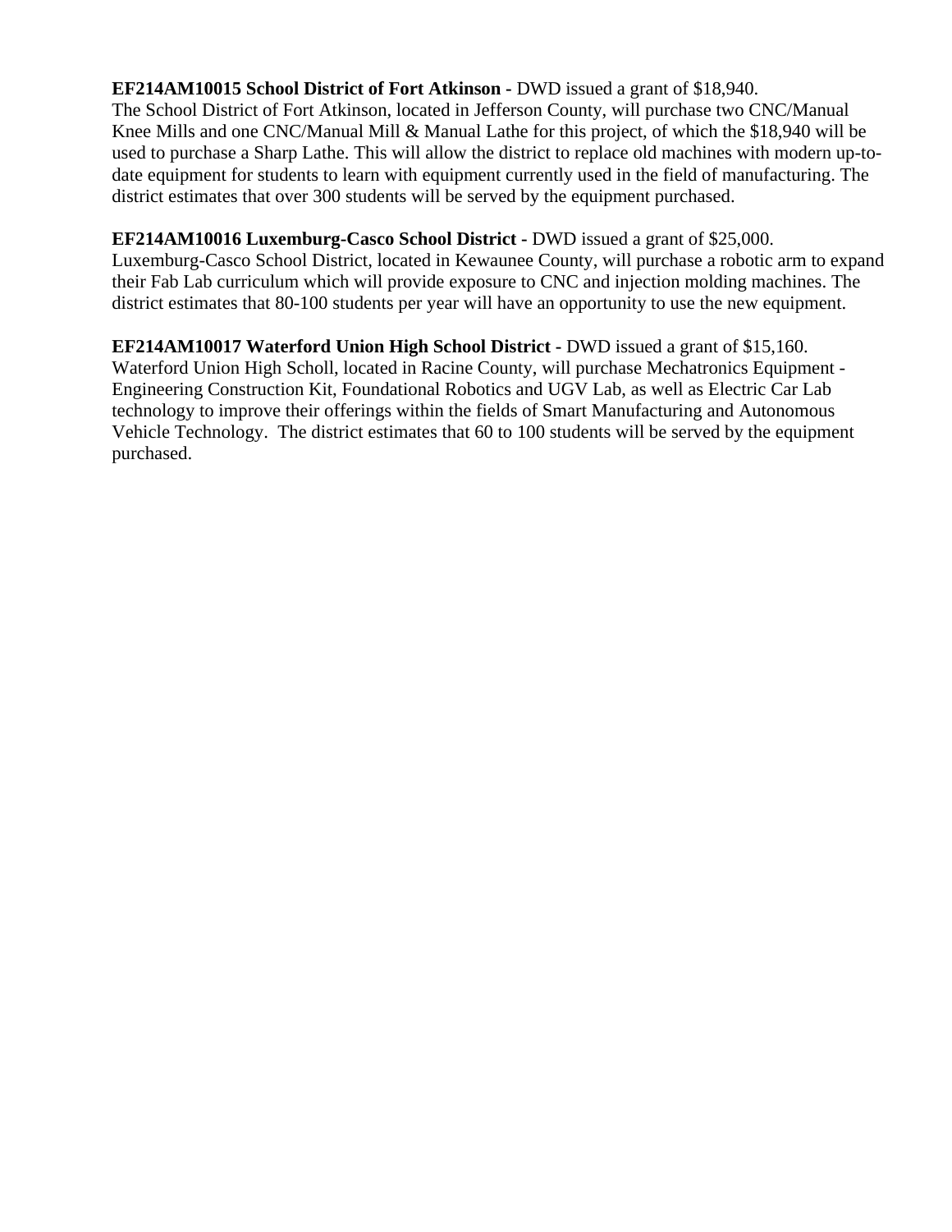**EF214AM10015 School District of Fort Atkinson -** DWD issued a grant of $18,940.
The School District of Fort Atkinson, located in Jefferson County, will purchase two CNC/Manual Knee Mills and one CNC/Manual Mill & Manual Lathe for this project, of which the $18,940 will be used to purchase a Sharp Lathe. This will allow the district to replace old machines with modern up-to-date equipment for students to learn with equipment currently used in the field of manufacturing. The district estimates that over 300 students will be served by the equipment purchased.

**EF214AM10016 Luxemburg-Casco School District -** DWD issued a grant of $25,000.
Luxemburg-Casco School District, located in Kewaunee County, will purchase a robotic arm to expand their Fab Lab curriculum which will provide exposure to CNC and injection molding machines. The district estimates that 80-100 students per year will have an opportunity to use the new equipment.

**EF214AM10017 Waterford Union High School District -** DWD issued a grant of $15,160.
Waterford Union High Scholl, located in Racine County, will purchase Mechatronics Equipment - Engineering Construction Kit, Foundational Robotics and UGV Lab, as well as Electric Car Lab technology to improve their offerings within the fields of Smart Manufacturing and Autonomous Vehicle Technology. The district estimates that 60 to 100 students will be served by the equipment purchased.